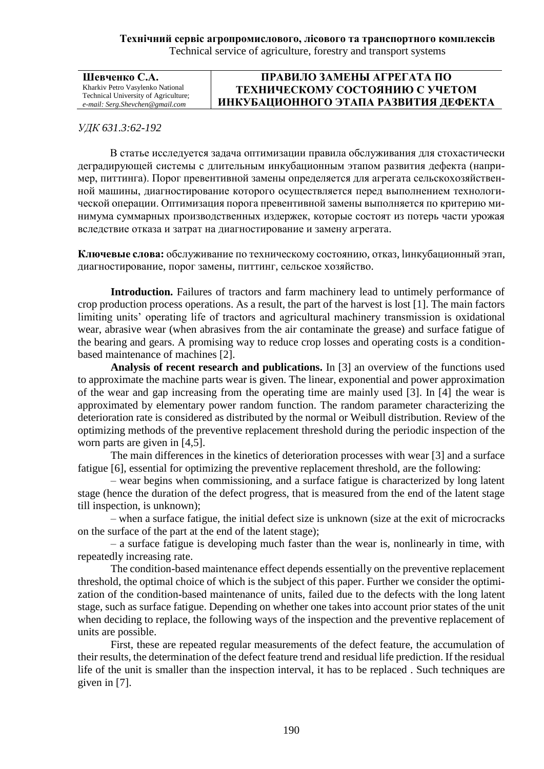**Шевченко С.А.**
Kharkiv Petro Vasylenko National Technical University of Agriculture;
*e-mail: Serg.Shevchen@gmail.com*

# ПРАВИЛО ЗАМЕНЫ АГРЕГАТА ПО ТЕХНИЧЕСКОМУ СОСТОЯНИЮ С УЧЕТОМ ИНКУБАЦИОННОГО ЭТАПА РАЗВИТИЯ ДЕФЕКТА

*УДК 631.3:62-192*

В статье исследуется задача оптимизации правила обслуживания для стохастически деградирующей системы с длительным инкубационным этапом развития дефекта (например, питтинга). Порог превентивной замены определяется для агрегата сельскохозяйственной машины, диагностирование которого осуществляется перед выполнением технологической операции. Оптимизация порога превентивной замены выполняется по критерию минимума суммарных производственных издержек, которые состоят из потерь части урожая вследствие отказа и затрат на диагностирование и замену агрегата.

**Ключевые слова:** обслуживание по техническому состоянию, отказ, lинкубационный этап, диагностирование, порог замены, питтинг, сельское хозяйство.

**Introduction.** Failures of tractors and farm machinery lead to untimely performance of crop production process operations. As a result, the part of the harvest is lost [1]. The main factors limiting units' operating life of tractors and agricultural machinery transmission is oxidational wear, abrasive wear (when abrasives from the air contaminate the grease) and surface fatigue of the bearing and gears. A promising way to reduce crop losses and operating costs is a condition-based maintenance of machines [2].

**Analysis of recent research and publications.** In [3] an overview of the functions used to approximate the machine parts wear is given. The linear, exponential and power approximation of the wear and gap increasing from the operating time are mainly used [3]. In [4] the wear is approximated by elementary power random function. The random parameter characterizing the deterioration rate is considered as distributed by the normal or Weibull distribution. Review of the optimizing methods of the preventive replacement threshold during the periodic inspection of the worn parts are given in [4,5].

The main differences in the kinetics of deterioration processes with wear [3] and a surface fatigue [6], essential for optimizing the preventive replacement threshold, are the following:

– wear begins when commissioning, and a surface fatigue is characterized by long latent stage (hence the duration of the defect progress, that is measured from the end of the latent stage till inspection, is unknown);

– when a surface fatigue, the initial defect size is unknown (size at the exit of microcracks on the surface of the part at the end of the latent stage);

– a surface fatigue is developing much faster than the wear is, nonlinearly in time, with repeatedly increasing rate.

The condition-based maintenance effect depends essentially on the preventive replacement threshold, the optimal choice of which is the subject of this paper. Further we consider the optimization of the condition-based maintenance of units, failed due to the defects with the long latent stage, such as surface fatigue. Depending on whether one takes into account prior states of the unit when deciding to replace, the following ways of the inspection and the preventive replacement of units are possible.

First, these are repeated regular measurements of the defect feature, the accumulation of their results, the determination of the defect feature trend and residual life prediction. If the residual life of the unit is smaller than the inspection interval, it has to be replaced . Such techniques are given in [7].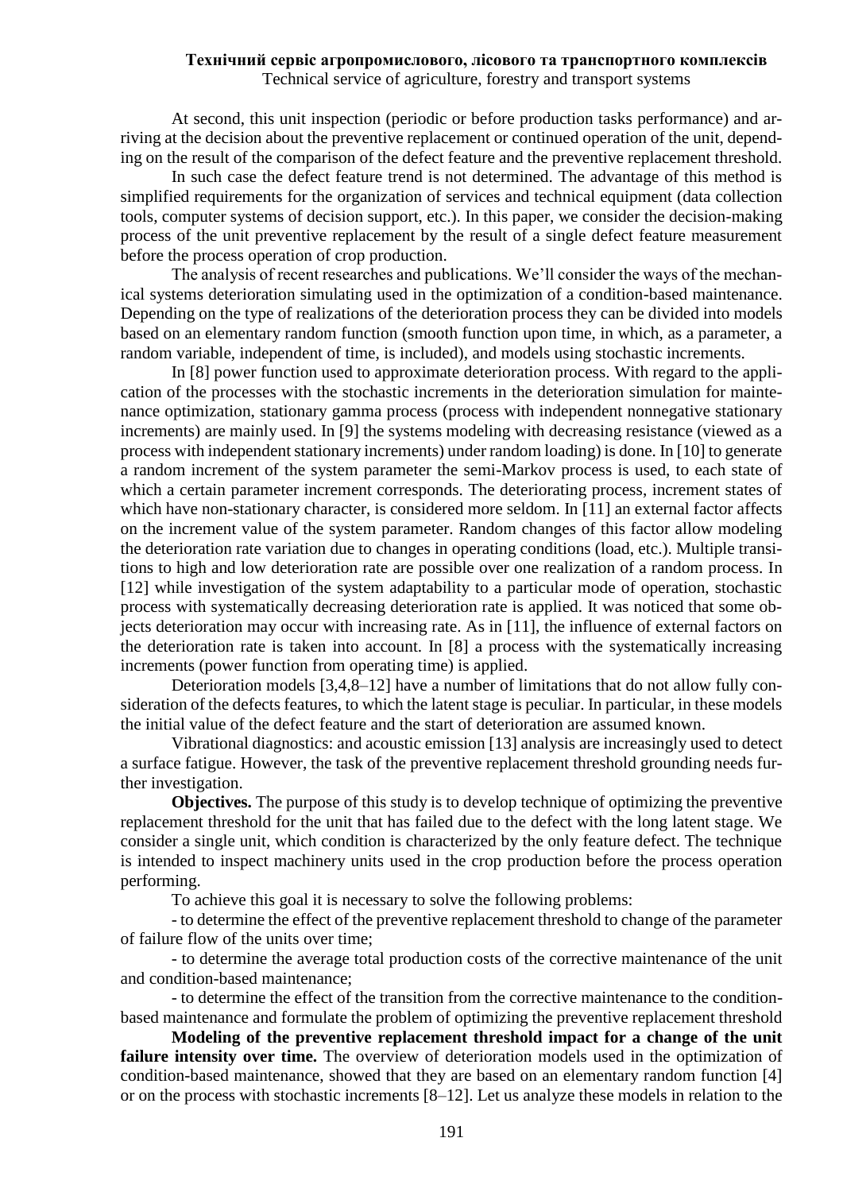At second, this unit inspection (periodic or before production tasks performance) and arriving at the decision about the preventive replacement or continued operation of the unit, depending on the result of the comparison of the defect feature and the preventive replacement threshold.

In such case the defect feature trend is not determined. The advantage of this method is simplified requirements for the organization of services and technical equipment (data collection tools, computer systems of decision support, etc.). In this paper, we consider the decision-making process of the unit preventive replacement by the result of a single defect feature measurement before the process operation of crop production.

The analysis of recent researches and publications. We'll consider the ways of the mechanical systems deterioration simulating used in the optimization of a condition-based maintenance. Depending on the type of realizations of the deterioration process they can be divided into models based on an elementary random function (smooth function upon time, in which, as a parameter, a random variable, independent of time, is included), and models using stochastic increments.

In [8] power function used to approximate deterioration process. With regard to the application of the processes with the stochastic increments in the deterioration simulation for maintenance optimization, stationary gamma process (process with independent nonnegative stationary increments) are mainly used. In [9] the systems modeling with decreasing resistance (viewed as a process with independent stationary increments) under random loading) is done. In [10] to generate a random increment of the system parameter the semi-Markov process is used, to each state of which a certain parameter increment corresponds. The deteriorating process, increment states of which have non-stationary character, is considered more seldom. In [11] an external factor affects on the increment value of the system parameter. Random changes of this factor allow modeling the deterioration rate variation due to changes in operating conditions (load, etc.). Multiple transitions to high and low deterioration rate are possible over one realization of a random process. In [12] while investigation of the system adaptability to a particular mode of operation, stochastic process with systematically decreasing deterioration rate is applied. It was noticed that some objects deterioration may occur with increasing rate. As in [11], the influence of external factors on the deterioration rate is taken into account. In [8] a process with the systematically increasing increments (power function from operating time) is applied.

Deterioration models [3,4,8–12] have a number of limitations that do not allow fully consideration of the defects features, to which the latent stage is peculiar. In particular, in these models the initial value of the defect feature and the start of deterioration are assumed known.

Vibrational diagnostics: and acoustic emission [13] analysis are increasingly used to detect a surface fatigue. However, the task of the preventive replacement threshold grounding needs further investigation.

**Objectives.** The purpose of this study is to develop technique of optimizing the preventive replacement threshold for the unit that has failed due to the defect with the long latent stage. We consider a single unit, which condition is characterized by the only feature defect. The technique is intended to inspect machinery units used in the crop production before the process operation performing.

To achieve this goal it is necessary to solve the following problems:

- to determine the effect of the preventive replacement threshold to change of the parameter of failure flow of the units over time;
- to determine the average total production costs of the corrective maintenance of the unit and condition-based maintenance;
- to determine the effect of the transition from the corrective maintenance to the condition-based maintenance and formulate the problem of optimizing the preventive replacement threshold

**Modeling of the preventive replacement threshold impact for a change of the unit failure intensity over time.** The overview of deterioration models used in the optimization of condition-based maintenance, showed that they are based on an elementary random function [4] or on the process with stochastic increments [8–12]. Let us analyze these models in relation to the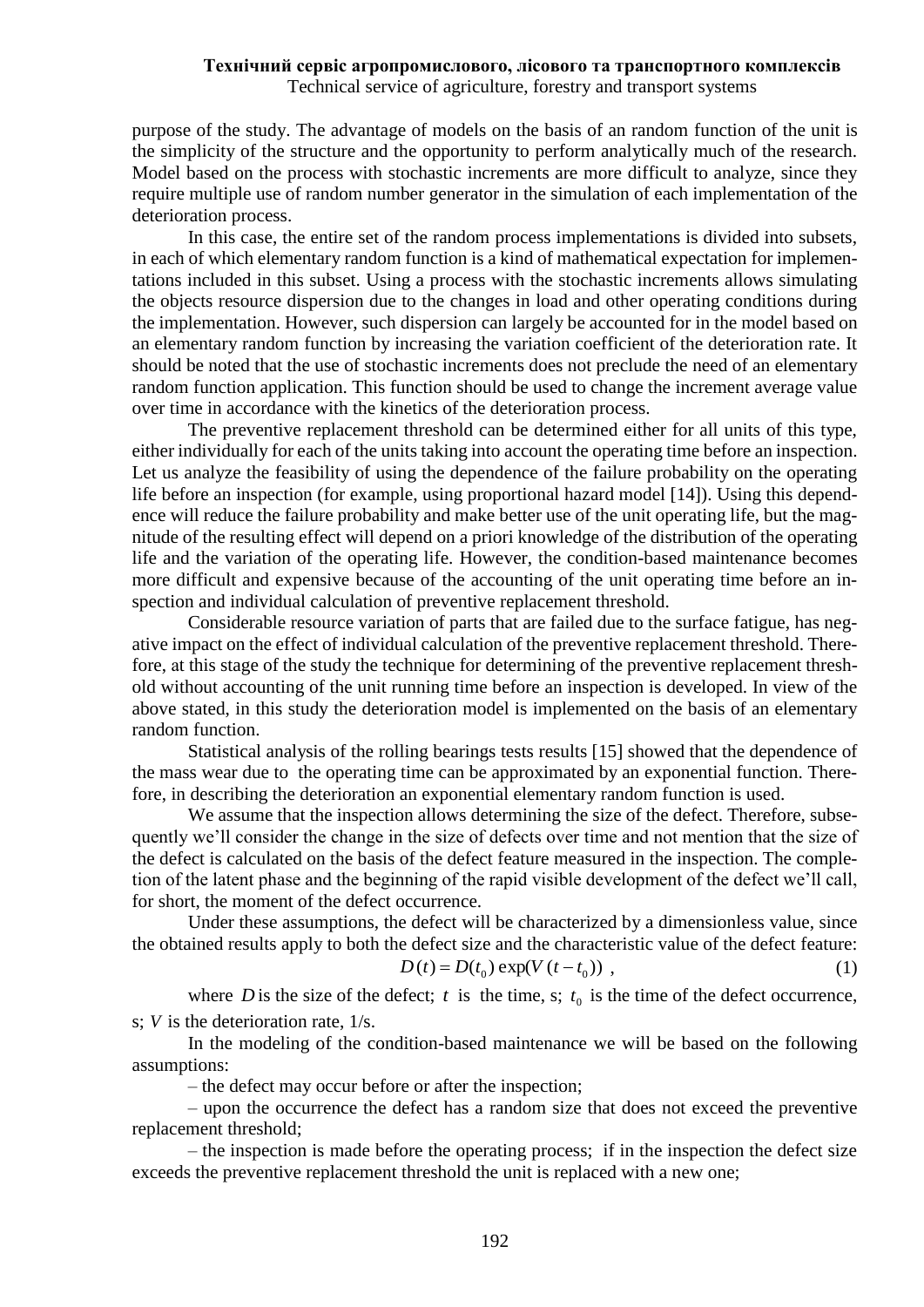purpose of the study. The advantage of models on the basis of an random function of the unit is the simplicity of the structure and the opportunity to perform analytically much of the research. Model based on the process with stochastic increments are more difficult to analyze, since they require multiple use of random number generator in the simulation of each implementation of the deterioration process.

In this case, the entire set of the random process implementations is divided into subsets, in each of which elementary random function is a kind of mathematical expectation for implementations included in this subset. Using a process with the stochastic increments allows simulating the objects resource dispersion due to the changes in load and other operating conditions during the implementation. However, such dispersion can largely be accounted for in the model based on an elementary random function by increasing the variation coefficient of the deterioration rate. It should be noted that the use of stochastic increments does not preclude the need of an elementary random function application. This function should be used to change the increment average value over time in accordance with the kinetics of the deterioration process.

The preventive replacement threshold can be determined either for all units of this type, either individually for each of the units taking into account the operating time before an inspection. Let us analyze the feasibility of using the dependence of the failure probability on the operating life before an inspection (for example, using proportional hazard model [14]). Using this dependence will reduce the failure probability and make better use of the unit operating life, but the magnitude of the resulting effect will depend on a priori knowledge of the distribution of the operating life and the variation of the operating life. However, the condition-based maintenance becomes more difficult and expensive because of the accounting of the unit operating time before an inspection and individual calculation of preventive replacement threshold.

Considerable resource variation of parts that are failed due to the surface fatigue, has negative impact on the effect of individual calculation of the preventive replacement threshold. Therefore, at this stage of the study the technique for determining of the preventive replacement threshold without accounting of the unit running time before an inspection is developed. In view of the above stated, in this study the deterioration model is implemented on the basis of an elementary random function.

Statistical analysis of the rolling bearings tests results [15] showed that the dependence of the mass wear due to the operating time can be approximated by an exponential function. Therefore, in describing the deterioration an exponential elementary random function is used.

We assume that the inspection allows determining the size of the defect. Therefore, subsequently we'll consider the change in the size of defects over time and not mention that the size of the defect is calculated on the basis of the defect feature measured in the inspection. The completion of the latent phase and the beginning of the rapid visible development of the defect we'll call, for short, the moment of the defect occurrence.

Under these assumptions, the defect will be characterized by a dimensionless value, since the obtained results apply to both the defect size and the characteristic value of the defect feature:

$$D(t) = D(t_0)\exp(V(t - t_0)) \,, \tag{1}$$

where $D$ is the size of the defect; $t$ is the time, s; $t_0$ is the time of the defect occurrence, s; $V$ is the deterioration rate, 1/s.

In the modeling of the condition-based maintenance we will be based on the following assumptions:

– the defect may occur before or after the inspection;

– upon the occurrence the defect has a random size that does not exceed the preventive replacement threshold;

– the inspection is made before the operating process; if in the inspection the defect size exceeds the preventive replacement threshold the unit is replaced with a new one;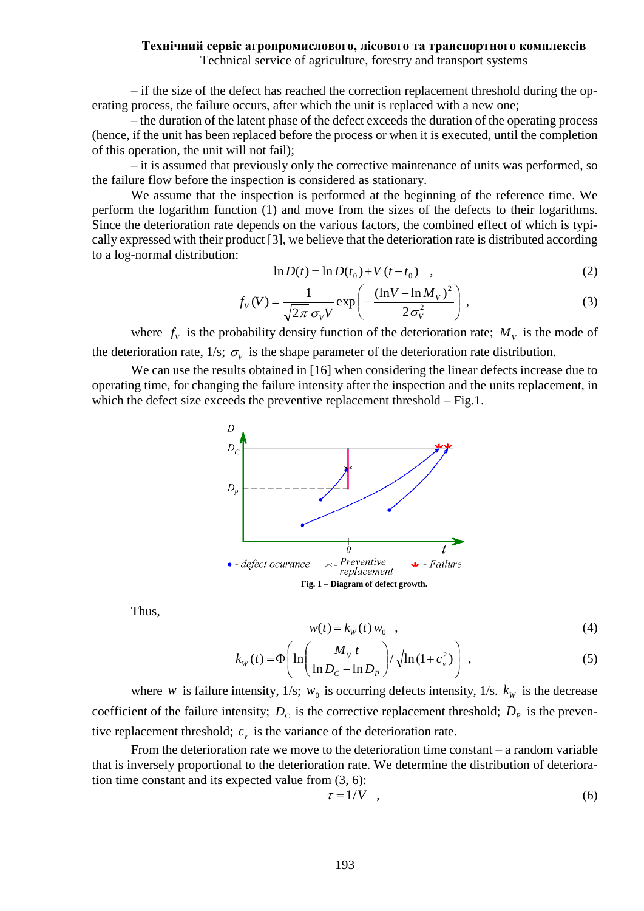– if the size of the defect has reached the correction replacement threshold during the operating process, the failure occurs, after which the unit is replaced with a new one;

– the duration of the latent phase of the defect exceeds the duration of the operating process (hence, if the unit has been replaced before the process or when it is executed, until the completion of this operation, the unit will not fail);

– it is assumed that previously only the corrective maintenance of units was performed, so the failure flow before the inspection is considered as stationary.

We assume that the inspection is performed at the beginning of the reference time. We perform the logarithm function (1) and move from the sizes of the defects to their logarithms. Since the deterioration rate depends on the various factors, the combined effect of which is typically expressed with their product [3], we believe that the deterioration rate is distributed according to a log-normal distribution:

$$\ln D(t) = \ln D(t_0) + V(t - t_0) \quad , \tag{2}$$

$$f_V(V) = \frac{1}{\sqrt{2\pi}\,\sigma_V V} \exp\left( -\frac{(\ln V - \ln M_V)^2}{2\sigma_V^2} \right) , \tag{3}$$

where $f_V$ is the probability density function of the deterioration rate; $M_V$ is the mode of the deterioration rate, 1/s; $\sigma_V$ is the shape parameter of the deterioration rate distribution.

We can use the results obtained in [16] when considering the linear defects increase due to operating time, for changing the failure intensity after the inspection and the units replacement, in which the defect size exceeds the preventive replacement threshold – Fig.1.

**Fig. 1 – Diagram of defect growth.**

Thus,

$$w(t) = k_W(t)\, w_0 \quad , \tag{4}$$

$$k_W(t) = \Phi\left( \ln\left( \frac{M_V\, t}{\ln D_C - \ln D_P} \right) / \sqrt{\ln(1 + c_v^2)} \right) , \tag{5}$$

where $w$ is failure intensity, 1/s; $w_0$ is occurring defects intensity, 1/s. $k_W$ is the decrease coefficient of the failure intensity; $D_C$ is the corrective replacement threshold; $D_P$ is the preventive replacement threshold; $c_v$ is the variance of the deterioration rate.

From the deterioration rate we move to the deterioration time constant – a random variable that is inversely proportional to the deterioration rate. We determine the distribution of deterioration time constant and its expected value from (3, 6):

$$\tau = 1/V \quad , \tag{6}$$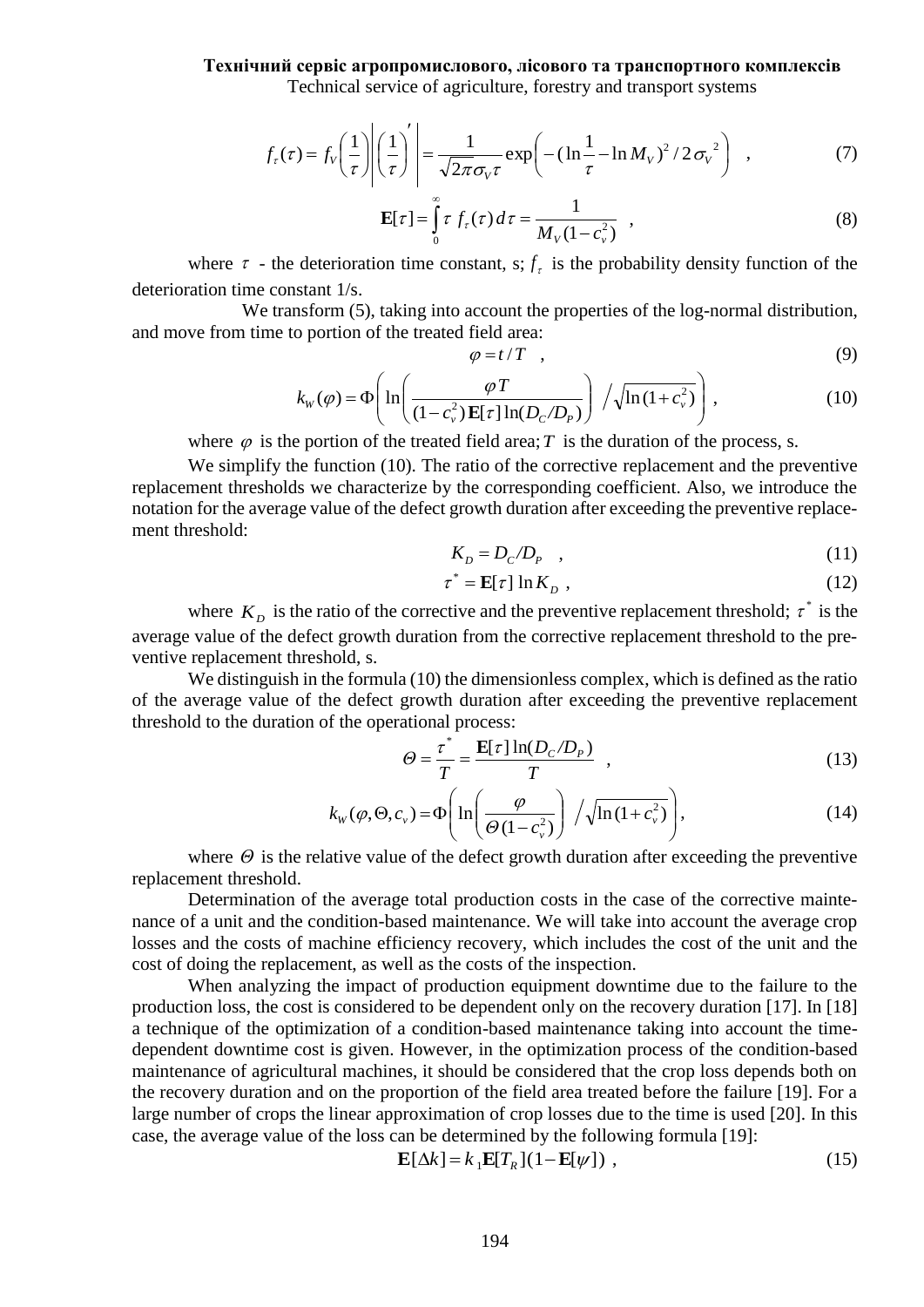$$f_\tau(\tau) = f_V\left(\frac{1}{\tau}\right)\left|\left(\frac{1}{\tau}\right)'\right| = \frac{1}{\sqrt{2\pi}\sigma_V \tau}\exp\left(-(\ln\frac{1}{\tau} - \ln M_V)^2 / 2\sigma_V{}^2\right) \quad , \tag{7}$$

$$\mathbf{E}[\tau] = \int_0^\infty \tau \; f_\tau(\tau)\, d\tau = \frac{1}{M_V(1-c_v^2)} \quad , \tag{8}$$

where $\tau$ - the deterioration time constant, s; $f_\tau$ is the probability density function of the deterioration time constant 1/s.

We transform (5), taking into account the properties of the log-normal distribution, and move from time to portion of the treated field area:

$$\varphi = t/T \quad , \tag{9}$$

$$k_W(\varphi) = \Phi\left(\ln\left(\frac{\varphi T}{(1-c_v^2)\,\mathbf{E}[\tau]\ln(D_C/D_P)}\right) \Big/ \sqrt{\ln(1+c_v^2)}\right) , \tag{10}$$

where $\varphi$ is the portion of the treated field area; $T$ is the duration of the process, s.

We simplify the function (10). The ratio of the corrective replacement and the preventive replacement thresholds we characterize by the corresponding coefficient. Also, we introduce the notation for the average value of the defect growth duration after exceeding the preventive replacement threshold:

$$K_D = D_C/D_P \quad , \tag{11}$$

$$\tau^* = \mathbf{E}[\tau]\,\ln K_D \; , \tag{12}$$

where $K_D$ is the ratio of the corrective and the preventive replacement threshold; $\tau^*$ is the average value of the defect growth duration from the corrective replacement threshold to the preventive replacement threshold, s.

We distinguish in the formula (10) the dimensionless complex, which is defined as the ratio of the average value of the defect growth duration after exceeding the preventive replacement threshold to the duration of the operational process:

$$\Theta = \frac{\tau^*}{T} = \frac{\mathbf{E}[\tau]\ln(D_C/D_P)}{T} \quad , \tag{13}$$

$$k_W(\varphi, \Theta, c_v) = \Phi\left(\ln\left(\frac{\varphi}{\Theta(1-c_v^2)}\right) \Big/ \sqrt{\ln(1+c_v^2)}\right), \tag{14}$$

where $\Theta$ is the relative value of the defect growth duration after exceeding the preventive replacement threshold.

Determination of the average total production costs in the case of the corrective maintenance of a unit and the condition-based maintenance. We will take into account the average crop losses and the costs of machine efficiency recovery, which includes the cost of the unit and the cost of doing the replacement, as well as the costs of the inspection.

When analyzing the impact of production equipment downtime due to the failure to the production loss, the cost is considered to be dependent only on the recovery duration [17]. In [18] a technique of the optimization of a condition-based maintenance taking into account the time-dependent downtime cost is given. However, in the optimization process of the condition-based maintenance of agricultural machines, it should be considered that the crop loss depends both on the recovery duration and on the proportion of the field area treated before the failure [19]. For a large number of crops the linear approximation of crop losses due to the time is used [20]. In this case, the average value of the loss can be determined by the following formula [19]:

$$\mathbf{E}[\Delta k] = k_1\mathbf{E}[T_R](1-\mathbf{E}[\psi]) \; , \tag{15}$$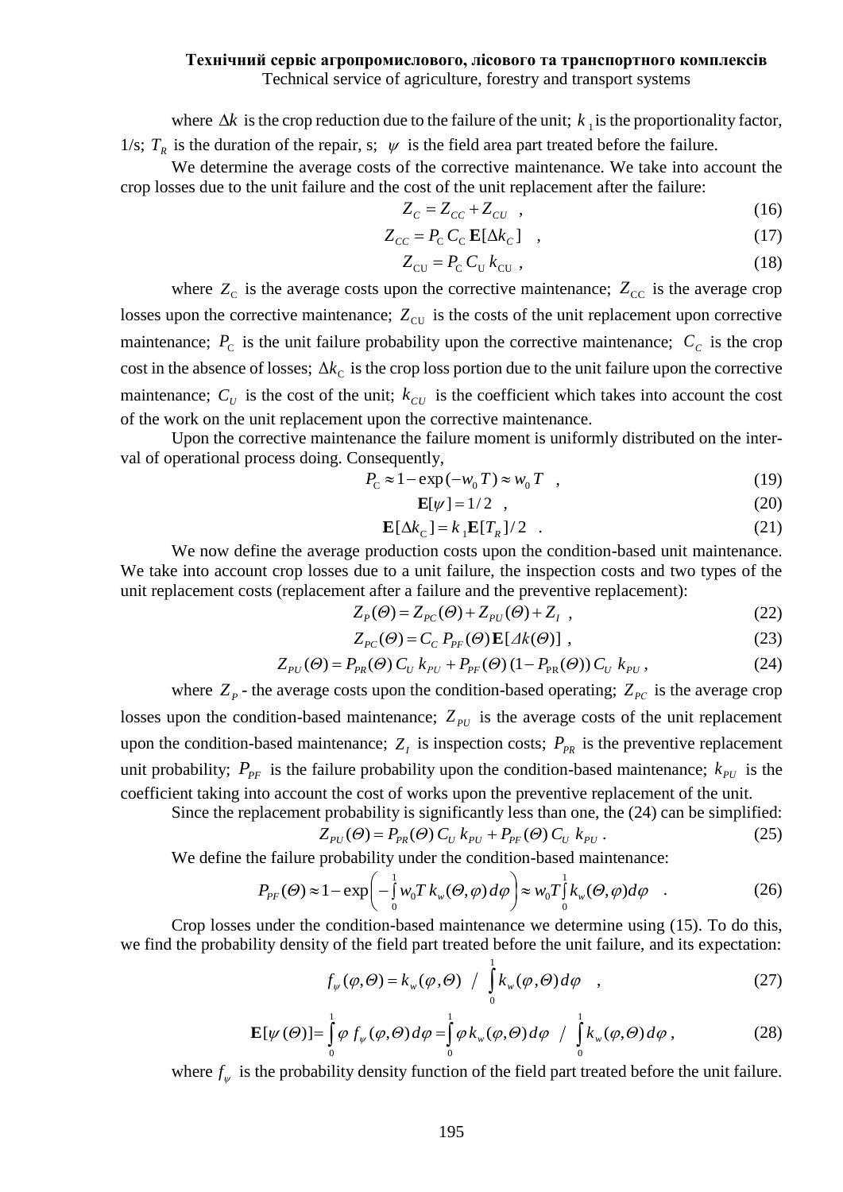where $\Delta k$ is the crop reduction due to the failure of the unit; $k_1$ is the proportionality factor, 1/s; $T_R$ is the duration of the repair, s; $\psi$ is the field area part treated before the failure.

We determine the average costs of the corrective maintenance. We take into account the crop losses due to the unit failure and the cost of the unit replacement after the failure:

$$Z_C = Z_{CC} + Z_{CU} \quad , \tag{16}$$

$$Z_{CC} = P_C \, C_C \, \mathbf{E}[\Delta k_C] \quad , \tag{17}$$

$$Z_{CU} = P_C \, C_U \, k_{CU} \ , \tag{18}$$

where $Z_C$ is the average costs upon the corrective maintenance; $Z_{CC}$ is the average crop losses upon the corrective maintenance; $Z_{CU}$ is the costs of the unit replacement upon corrective maintenance; $P_C$ is the unit failure probability upon the corrective maintenance; $C_C$ is the crop cost in the absence of losses; $\Delta k_C$ is the crop loss portion due to the unit failure upon the corrective maintenance; $C_U$ is the cost of the unit; $k_{CU}$ is the coefficient which takes into account the cost of the work on the unit replacement upon the corrective maintenance.

Upon the corrective maintenance the failure moment is uniformly distributed on the interval of operational process doing. Consequently,

$$P_C \approx 1 - \exp(-w_0 \, T) \approx w_0 \, T \quad , \tag{19}$$

$$\mathbf{E}[\psi] = 1/2 \quad , \tag{20}$$

$$\mathbf{E}[\Delta k_C] = k_1 \mathbf{E}[T_R]/2 \quad . \tag{21}$$

We now define the average production costs upon the condition-based unit maintenance. We take into account crop losses due to a unit failure, the inspection costs and two types of the unit replacement costs (replacement after a failure and the preventive replacement):

$$Z_P(\Theta) = Z_{PC}(\Theta) + Z_{PU}(\Theta) + Z_I \ , \tag{22}$$

$$Z_{PC}(\Theta) = C_C \, P_{PF}(\Theta) \, \mathbf{E}[\Delta k(\Theta)] \ , \tag{23}$$

$$Z_{PU}(\Theta) = P_{PR}(\Theta) \, C_U \, k_{PU} + P_{PF}(\Theta) \, (1 - P_{PR}(\Theta)) \, C_U \, k_{PU} \ , \tag{24}$$

where $Z_P$ - the average costs upon the condition-based operating; $Z_{PC}$ is the average crop losses upon the condition-based maintenance; $Z_{PU}$ is the average costs of the unit replacement upon the condition-based maintenance; $Z_I$ is inspection costs; $P_{PR}$ is the preventive replacement unit probability; $P_{PF}$ is the failure probability upon the condition-based maintenance; $k_{PU}$ is the coefficient taking into account the cost of works upon the preventive replacement of the unit.

Since the replacement probability is significantly less than one, the (24) can be simplified:

$$Z_{PU}(\Theta) = P_{PR}(\Theta) \, C_U \, k_{PU} + P_{PF}(\Theta) \, C_U \, k_{PU} \ . \tag{25}$$

We define the failure probability under the condition-based maintenance:

$$P_{PF}(\Theta) \approx 1 - \exp\left( -\int_0^1 w_0 T \, k_w(\Theta, \varphi) \, d\varphi \right) \approx w_0 T \int_0^1 k_w(\Theta, \varphi) d\varphi \quad . \tag{26}$$

Crop losses under the condition-based maintenance we determine using (15). To do this, we find the probability density of the field part treated before the unit failure, and its expectation:

$$f_\psi(\varphi, \Theta) = k_w(\varphi, \Theta) \ \Big/ \ \int_0^1 k_w(\varphi, \Theta) \, d\varphi \quad , \tag{27}$$

$$\mathbf{E}[\psi(\Theta)] = \int_0^1 \varphi \, f_\psi(\varphi, \Theta) \, d\varphi = \int_0^1 \varphi \, k_w(\varphi, \Theta) \, d\varphi \ \Big/ \ \int_0^1 k_w(\varphi, \Theta) \, d\varphi \ , \tag{28}$$

where $f_\psi$ is the probability density function of the field part treated before the unit failure.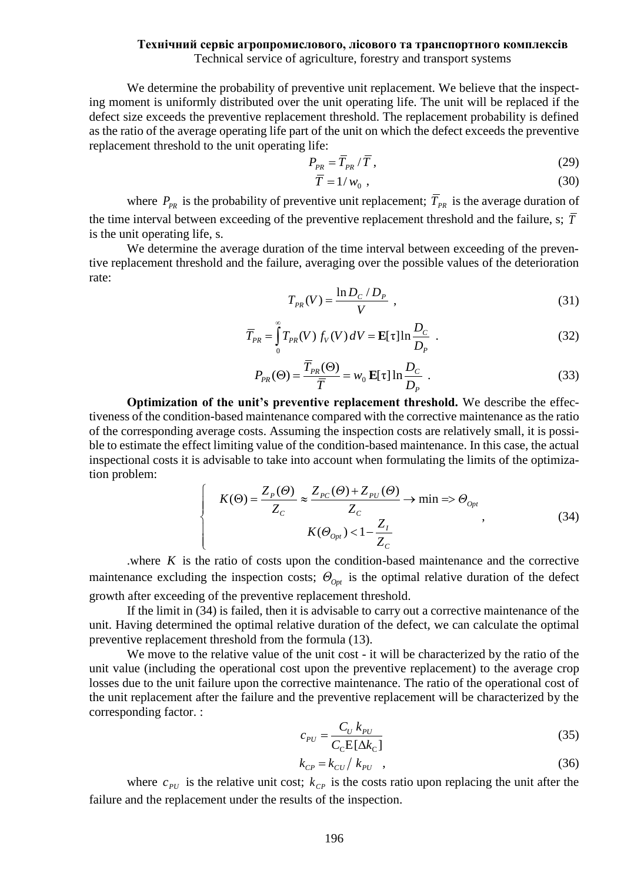We determine the probability of preventive unit replacement. We believe that the inspecting moment is uniformly distributed over the unit operating life. The unit will be replaced if the defect size exceeds the preventive replacement threshold. The replacement probability is defined as the ratio of the average operating life part of the unit on which the defect exceeds the preventive replacement threshold to the unit operating life:

$$P_{PR} = \overline{T}_{PR} / \overline{T}\,, \tag{29}$$

$$\overline{T} = 1/w_0\,, \tag{30}$$

where $P_{PR}$ is the probability of preventive unit replacement; $\overline{T}_{PR}$ is the average duration of the time interval between exceeding of the preventive replacement threshold and the failure, s; $\overline{T}$ is the unit operating life, s.

We determine the average duration of the time interval between exceeding of the preventive replacement threshold and the failure, averaging over the possible values of the deterioration rate:

$$T_{PR}(V) = \frac{\ln D_C / D_P}{V}\,, \tag{31}$$

$$\overline{T}_{PR} = \int_0^{\infty} T_{PR}(V)\, f_V(V)\, dV = \mathbf{E}[\tau] \ln \frac{D_C}{D_P}\,. \tag{32}$$

$$P_{PR}(\Theta) = \frac{\overline{T}_{PR}(\Theta)}{\overline{T}} = w_0\, \mathbf{E}[\tau] \ln \frac{D_C}{D_P}\,. \tag{33}$$

**Optimization of the unit's preventive replacement threshold.** We describe the effectiveness of the condition-based maintenance compared with the corrective maintenance as the ratio of the corresponding average costs. Assuming the inspection costs are relatively small, it is possible to estimate the effect limiting value of the condition-based maintenance. In this case, the actual inspectional costs it is advisable to take into account when formulating the limits of the optimization problem:

$$\begin{cases} K(\Theta) = \dfrac{Z_P(\Theta)}{Z_C} \approx \dfrac{Z_{PC}(\Theta) + Z_{PU}(\Theta)}{Z_C} \to \min \Rightarrow \Theta_{Opt} \\ K(\Theta_{Opt}) < 1 - \dfrac{Z_I}{Z_C} \end{cases}, \tag{34}$$

.where $K$ is the ratio of costs upon the condition-based maintenance and the corrective maintenance excluding the inspection costs; $\Theta_{Opt}$ is the optimal relative duration of the defect growth after exceeding of the preventive replacement threshold.

If the limit in (34) is failed, then it is advisable to carry out a corrective maintenance of the unit. Having determined the optimal relative duration of the defect, we can calculate the optimal preventive replacement threshold from the formula (13).

We move to the relative value of the unit cost - it will be characterized by the ratio of the unit value (including the operational cost upon the preventive replacement) to the average crop losses due to the unit failure upon the corrective maintenance. The ratio of the operational cost of the unit replacement after the failure and the preventive replacement will be characterized by the corresponding factor. :

$$c_{PU} = \frac{C_U\, k_{PU}}{C_C \mathrm{E}[\Delta k_C]} \tag{35}$$

$$k_{CP} = k_{CU} / k_{PU}\,, \tag{36}$$

where $c_{PU}$ is the relative unit cost; $k_{CP}$ is the costs ratio upon replacing the unit after the failure and the replacement under the results of the inspection.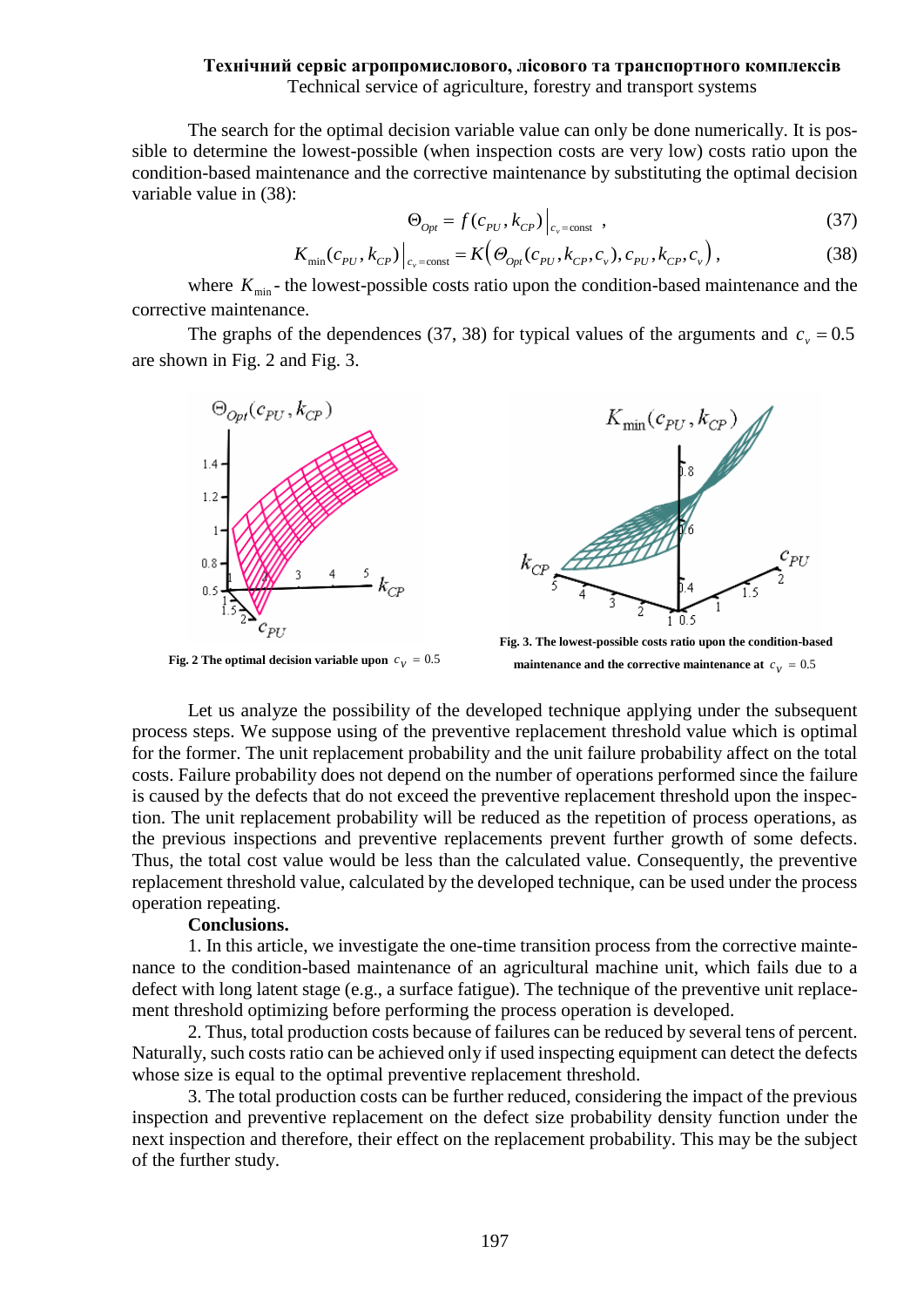The search for the optimal decision variable value can only be done numerically. It is possible to determine the lowest-possible (when inspection costs are very low) costs ratio upon the condition-based maintenance and the corrective maintenance by substituting the optimal decision variable value in (38):

$$\Theta_{Opt} = f(c_{PU}, k_{CP})\Big|_{c_v = \text{const}}\ , \tag{37}$$

$$K_{\min}(c_{PU}, k_{CP})\Big|_{c_v = \text{const}} = K\big(\Theta_{Opt}(c_{PU}, k_{CP}, c_v), c_{PU}, k_{CP}, c_v\big)\,, \tag{38}$$

where $K_{\min}$ - the lowest-possible costs ratio upon the condition-based maintenance and the corrective maintenance.

The graphs of the dependences (37, 38) for typical values of the arguments and $c_v = 0.5$ are shown in Fig. 2 and Fig. 3.

**Fig. 2 The optimal decision variable upon $c_V = 0.5$**

**Fig. 3. The lowest-possible costs ratio upon the condition-based maintenance and the corrective maintenance at $c_V = 0.5$**

Let us analyze the possibility of the developed technique applying under the subsequent process steps. We suppose using of the preventive replacement threshold value which is optimal for the former. The unit replacement probability and the unit failure probability affect on the total costs. Failure probability does not depend on the number of operations performed since the failure is caused by the defects that do not exceed the preventive replacement threshold upon the inspection. The unit replacement probability will be reduced as the repetition of process operations, as the previous inspections and preventive replacements prevent further growth of some defects. Thus, the total cost value would be less than the calculated value. Consequently, the preventive replacement threshold value, calculated by the developed technique, can be used under the process operation repeating.

**Conclusions.**

1. In this article, we investigate the one-time transition process from the corrective maintenance to the condition-based maintenance of an agricultural machine unit, which fails due to a defect with long latent stage (e.g., a surface fatigue). The technique of the preventive unit replacement threshold optimizing before performing the process operation is developed.

2. Thus, total production costs because of failures can be reduced by several tens of percent. Naturally, such costs ratio can be achieved only if used inspecting equipment can detect the defects whose size is equal to the optimal preventive replacement threshold.

3. The total production costs can be further reduced, considering the impact of the previous inspection and preventive replacement on the defect size probability density function under the next inspection and therefore, their effect on the replacement probability. This may be the subject of the further study.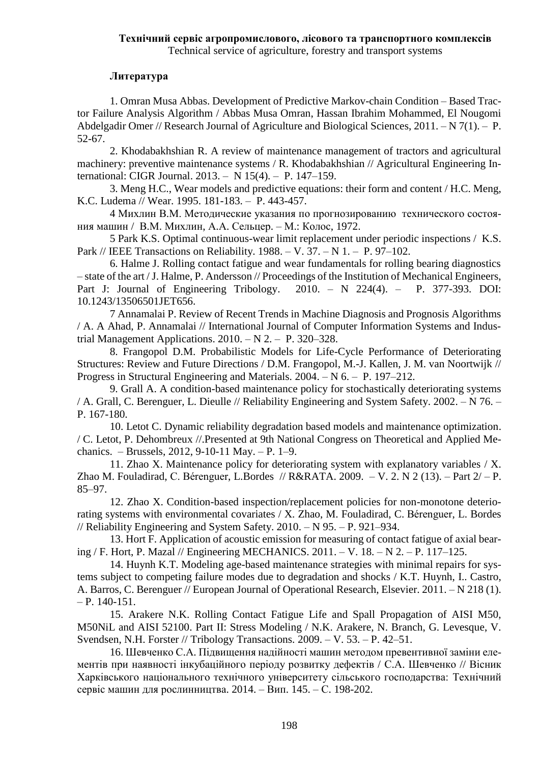### Литература

1. Omran Musa Abbas. Development of Predictive Markov-chain Condition – Based Tractor Failure Analysis Algorithm / Abbas Musa Omran, Hassan Ibrahim Mohammed, El Nougomi Abdelgadir Omer // Research Journal of Agriculture and Biological Sciences, 2011. – N 7(1). – P. 52-67.

2. Khodabakhshian R. A review of maintenance management of tractors and agricultural machinery: preventive maintenance systems / R. Khodabakhshian // Agricultural Engineering International: CIGR Journal. 2013. – N 15(4). – P. 147–159.

3. Meng H.C., Wear models and predictive equations: their form and content / H.C. Meng, K.C. Ludema // Wear. 1995. 181-183. – P. 443-457.

4 Михлин В.М. Методические указания по прогнозированию технического состояния машин / В.М. Михлин, А.А. Сельцер. – М.: Колос, 1972.

5 Park K.S. Optimal continuous-wear limit replacement under periodic inspections / K.S. Park // IEEE Transactions on Reliability. 1988. – V. 37. – N 1. – P. 97–102.

6. Halme J. Rolling contact fatigue and wear fundamentals for rolling bearing diagnostics – state of the art / J. Halme, P. Andersson // Proceedings of the Institution of Mechanical Engineers, Part J: Journal of Engineering Tribology. 2010. – N 224(4). – P. 377-393. DOI: 10.1243/13506501JET656.

7 Annamalai P. Review of Recent Trends in Machine Diagnosis and Prognosis Algorithms / A. A Ahad, P. Annamalai // International Journal of Computer Information Systems and Industrial Management Applications. 2010. – N 2. – P. 320–328.

8. Frangopol D.M. Probabilistic Models for Life-Cycle Performance of Deteriorating Structures: Review and Future Directions / D.M. Frangopol, M.-J. Kallen, J. M. van Noortwijk // Progress in Structural Engineering and Materials. 2004. – N 6. – P. 197–212.

9. Grall A. A condition-based maintenance policy for stochastically deteriorating systems / A. Grall, C. Berenguer, L. Dieulle // Reliability Engineering and System Safety. 2002. – N 76. – P. 167-180.

10. Letot C. Dynamic reliability degradation based models and maintenance optimization. / C. Letot, P. Dehombreux //.Presented at 9th National Congress on Theoretical and Applied Mechanics. – Brussels, 2012, 9-10-11 May. – P. 1–9.

11. Zhao X. Maintenance policy for deteriorating system with explanatory variables / X. Zhao M. Fouladirad, C. Bérenguer, L.Bordes // R&RATA. 2009. – V. 2. N 2 (13). – Part 2/ – P. 85–97.

12. Zhao X. Condition-based inspection/replacement policies for non-monotone deteriorating systems with environmental covariates / X. Zhao, M. Fouladirad, C. Bérenguer, L. Bordes // Reliability Engineering and System Safety. 2010. – N 95. – P. 921–934.

13. Hort F. Application of acoustic emission for measuring of contact fatigue of axial bearing / F. Hort, P. Mazal // Engineering MECHANICS. 2011. – V. 18. – N 2. – P. 117–125.

14. Huynh K.T. Modeling age-based maintenance strategies with minimal repairs for systems subject to competing failure modes due to degradation and shocks / K.T. Huynh, I.. Castro, A. Barros, C. Berenguer // European Journal of Operational Research, Elsevier. 2011. – N 218 (1). – P. 140-151.

15. Arakere N.K. Rolling Contact Fatigue Life and Spall Propagation of AISI M50, M50NiL and AISI 52100. Part II: Stress Modeling / N.K. Arakere, N. Branch, G. Levesque, V. Svendsen, N.H. Forster // Tribology Transactions. 2009. – V. 53. – P. 42–51.

16. Шевченко С.А. Підвищення надійності машин методом превентивної заміни елементів при наявності інкубаційного періоду розвитку дефектів / С.А. Шевченко // Вісник Харківського національного технічного університету сільського господарства: Технічний сервіс машин для рослинництва. 2014. – Вип. 145. – С. 198-202.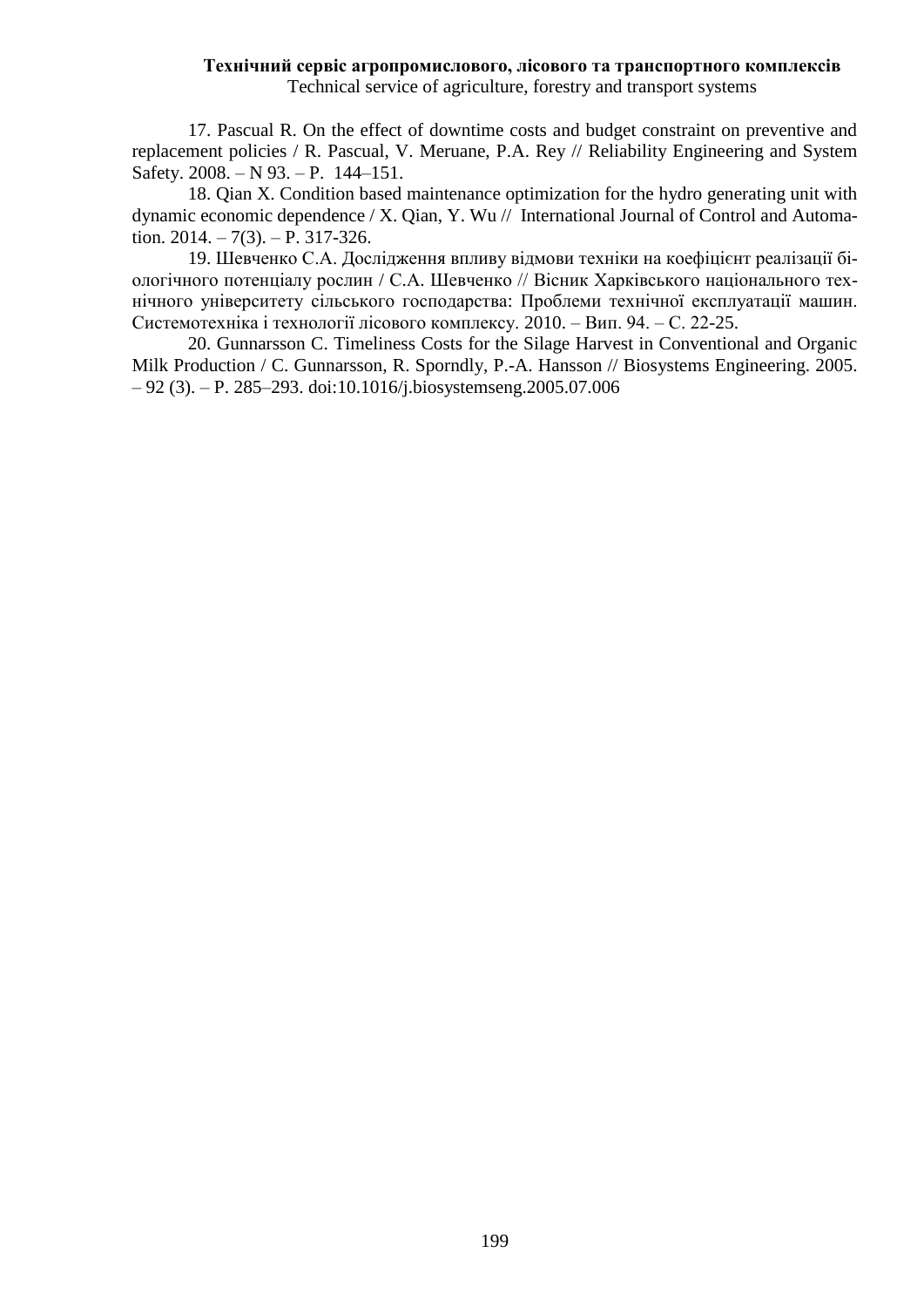17. Pascual R. On the effect of downtime costs and budget constraint on preventive and replacement policies / R. Pascual, V. Meruane, P.A. Rey // Reliability Engineering and System Safety. 2008. – N 93. – P. 144–151.

18. Qian X. Condition based maintenance optimization for the hydro generating unit with dynamic economic dependence / X. Qian, Y. Wu // International Journal of Control and Automation. 2014. – 7(3). – P. 317-326.

19. Шевченко С.А. Дослідження впливу відмови техніки на коефіцієнт реалізації біологічного потенціалу рослин / С.А. Шевченко // Вісник Харківського національного технічного університету сільського господарства: Проблеми технічної експлуатації машин. Системотехніка і технології лісового комплексу. 2010. – Вип. 94. – С. 22-25.

20. Gunnarsson C. Timeliness Costs for the Silage Harvest in Conventional and Organic Milk Production / C. Gunnarsson, R. Sporndly, P.-A. Hansson // Biosystems Engineering. 2005. – 92 (3). – P. 285–293. doi:10.1016/j.biosystemseng.2005.07.006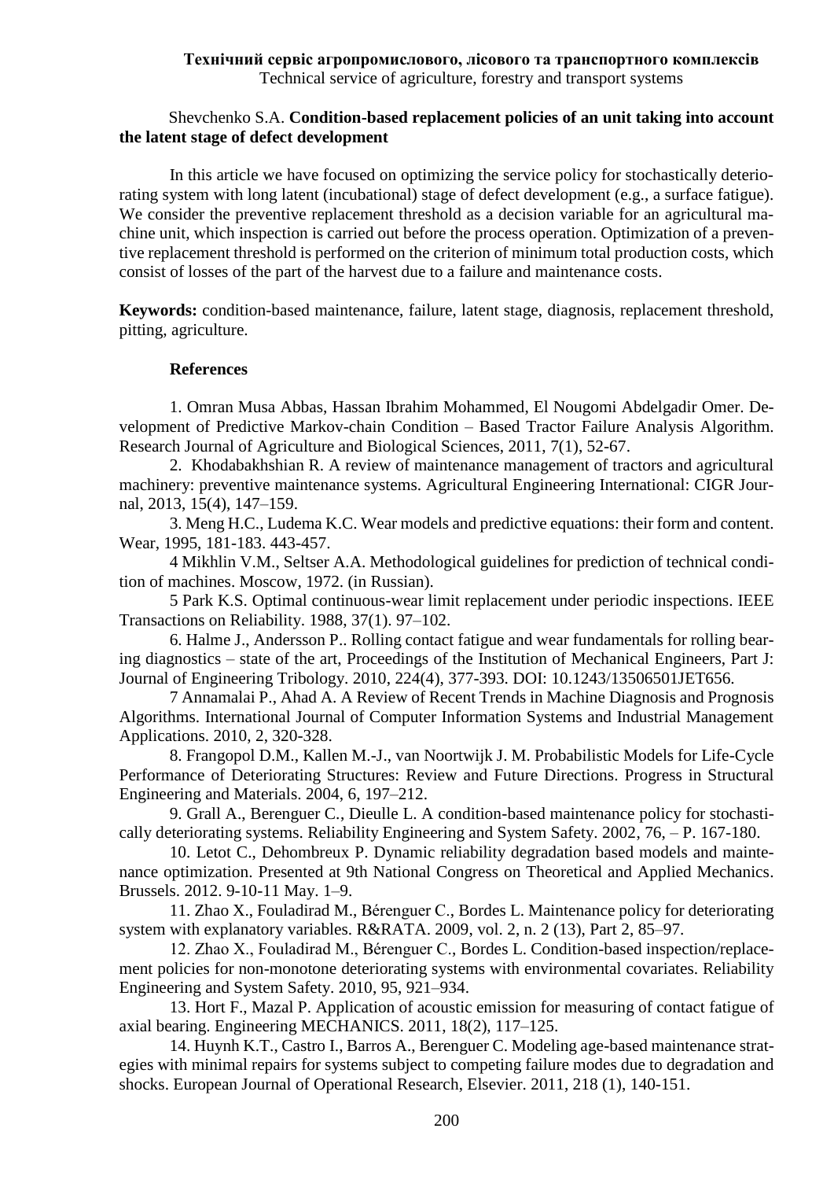Shevchenko S.A. **Condition-based replacement policies of an unit taking into account the latent stage of defect development**

In this article we have focused on optimizing the service policy for stochastically deteriorating system with long latent (incubational) stage of defect development (e.g., a surface fatigue). We consider the preventive replacement threshold as a decision variable for an agricultural machine unit, which inspection is carried out before the process operation. Optimization of a preventive replacement threshold is performed on the criterion of minimum total production costs, which consist of losses of the part of the harvest due to a failure and maintenance costs.

**Keywords:** condition-based maintenance, failure, latent stage, diagnosis, replacement threshold, pitting, agriculture.

**References**

1. Omran Musa Abbas, Hassan Ibrahim Mohammed, El Nougomi Abdelgadir Omer. Development of Predictive Markov-chain Condition – Based Tractor Failure Analysis Algorithm. Research Journal of Agriculture and Biological Sciences, 2011, 7(1), 52-67.

2. Khodabakhshian R. A review of maintenance management of tractors and agricultural machinery: preventive maintenance systems. Agricultural Engineering International: CIGR Journal, 2013, 15(4), 147–159.

3. Meng H.C., Ludema K.C. Wear models and predictive equations: their form and content. Wear, 1995, 181-183. 443-457.

4 Mikhlin V.M., Seltser A.A. Methodological guidelines for prediction of technical condition of machines. Moscow, 1972. (in Russian).

5 Park K.S. Optimal continuous-wear limit replacement under periodic inspections. IEEE Transactions on Reliability. 1988, 37(1). 97–102.

6. Halme J., Andersson P.. Rolling contact fatigue and wear fundamentals for rolling bearing diagnostics – state of the art, Proceedings of the Institution of Mechanical Engineers, Part J: Journal of Engineering Tribology. 2010, 224(4), 377-393. DOI: 10.1243/13506501JET656.

7 Annamalai P., Ahad A. A Review of Recent Trends in Machine Diagnosis and Prognosis Algorithms. International Journal of Computer Information Systems and Industrial Management Applications. 2010, 2, 320-328.

8. Frangopol D.M., Kallen M.-J., van Noortwijk J. M. Probabilistic Models for Life-Cycle Performance of Deteriorating Structures: Review and Future Directions. Progress in Structural Engineering and Materials. 2004, 6, 197–212.

9. Grall A., Berenguer C., Dieulle L. A condition-based maintenance policy for stochastically deteriorating systems. Reliability Engineering and System Safety. 2002, 76, – P. 167-180.

10. Letot C., Dehombreux P. Dynamic reliability degradation based models and maintenance optimization. Presented at 9th National Congress on Theoretical and Applied Mechanics. Brussels. 2012. 9-10-11 May. 1–9.

11. Zhao X., Fouladirad M., Bérenguer C., Bordes L. Maintenance policy for deteriorating system with explanatory variables. R&RATA. 2009, vol. 2, n. 2 (13), Part 2, 85–97.

12. Zhao X., Fouladirad M., Bérenguer C., Bordes L. Condition-based inspection/replacement policies for non-monotone deteriorating systems with environmental covariates. Reliability Engineering and System Safety. 2010, 95, 921–934.

13. Hort F., Mazal P. Application of acoustic emission for measuring of contact fatigue of axial bearing. Engineering MECHANICS. 2011, 18(2), 117–125.

14. Huynh K.T., Castro I., Barros A., Berenguer C. Modeling age-based maintenance strategies with minimal repairs for systems subject to competing failure modes due to degradation and shocks. European Journal of Operational Research, Elsevier. 2011, 218 (1), 140-151.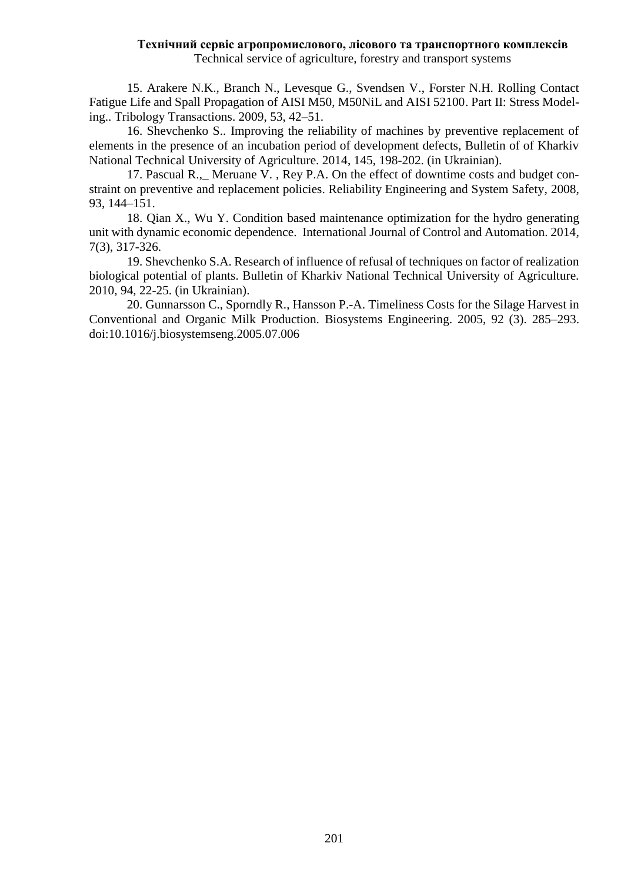15. Arakere N.K., Branch N., Levesque G., Svendsen V., Forster N.H. Rolling Contact Fatigue Life and Spall Propagation of AISI M50, M50NiL and AISI 52100. Part II: Stress Modeling.. Tribology Transactions. 2009, 53, 42–51.

16. Shevchenko S.. Improving the reliability of machines by preventive replacement of elements in the presence of an incubation period of development defects, Bulletin of of Kharkiv National Technical University of Agriculture. 2014, 145, 198-202. (in Ukrainian).

17. Pascual R.,_ Meruane V. , Rey P.A. On the effect of downtime costs and budget constraint on preventive and replacement policies. Reliability Engineering and System Safety, 2008, 93, 144–151.

18. Qian X., Wu Y. Condition based maintenance optimization for the hydro generating unit with dynamic economic dependence. International Journal of Control and Automation. 2014, 7(3), 317-326.

19. Shevchenko S.A. Research of influence of refusal of techniques on factor of realization biological potential of plants. Bulletin of Kharkiv National Technical University of Agriculture. 2010, 94, 22-25. (in Ukrainian).

20. Gunnarsson C., Sporndly R., Hansson P.-A. Timeliness Costs for the Silage Harvest in Conventional and Organic Milk Production. Biosystems Engineering. 2005, 92 (3). 285–293. doi:10.1016/j.biosystemseng.2005.07.006